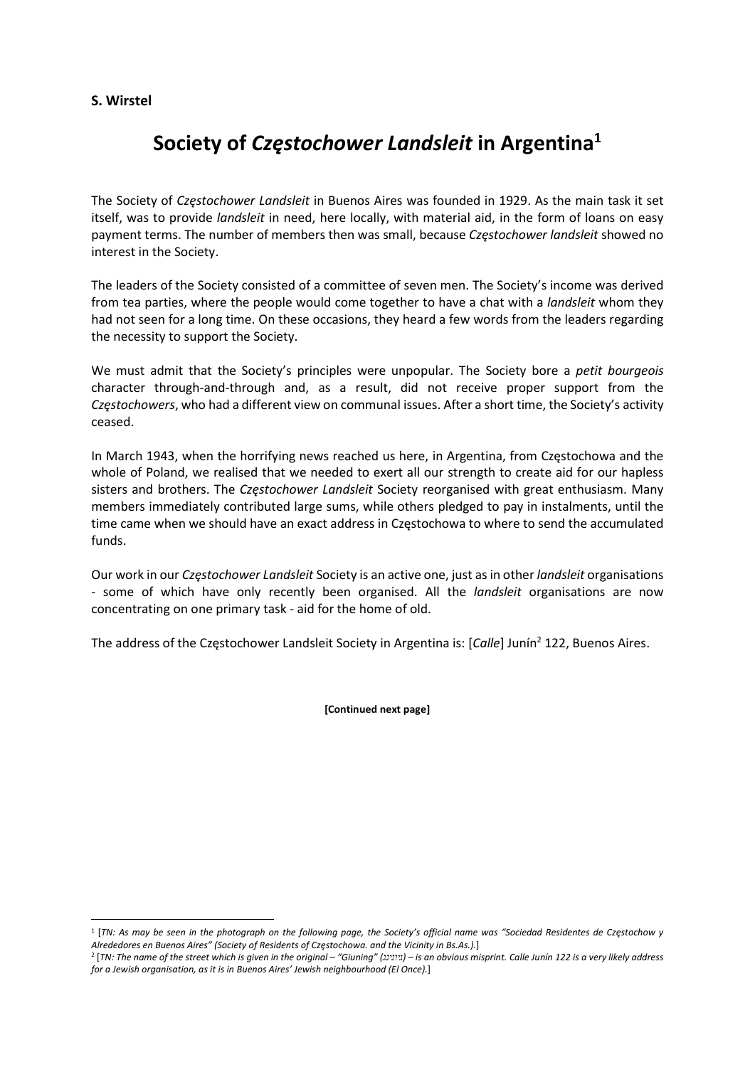**S. Wirstel**

# Society of *Częstochower Landsleit* in Argentina[1]

The Society of *Częstochower Landsleit* in Buenos Aires was founded in 1929. As the main task it set itself, was to provide *landsleit* in need, here locally, with material aid, in the form of loans on easy payment terms. The number of members then was small, because *Częstochower landsleit* showed no interest in the Society.

The leaders of the Society consisted of a committee of seven men. The Society's income was derived from tea parties, where the people would come together to have a chat with a *landsleit* whom they had not seen for a long time. On these occasions, they heard a few words from the leaders regarding the necessity to support the Society.

We must admit that the Society's principles were unpopular. The Society bore a *petit bourgeois* character through-and-through and, as a result, did not receive proper support from the *Częstochowers*, who had a different view on communal issues. After a short time, the Society's activity ceased.

In March 1943, when the horrifying news reached us here, in Argentina, from Częstochowa and the whole of Poland, we realised that we needed to exert all our strength to create aid for our hapless sisters and brothers. The *Częstochower Landsleit* Society reorganised with great enthusiasm. Many members immediately contributed large sums, while others pledged to pay in instalments, until the time came when we should have an exact address in Częstochowa to where to send the accumulated funds.

Our work in our *Częstochower Landsleit* Society is an active one, just as in other *landsleit* organisations - some of which have only recently been organised. All the *landsleit* organisations are now concentrating on one primary task - aid for the home of old.

The address of the Częstochower Landsleit Society in Argentina is: [*Calle*] Junín[2] 122, Buenos Aires.

**[Continued next page]**

---

[1] [*TN: As may be seen in the photograph on the following page, the Society's official name was "Sociedad Residentes de Częstochow y Alrededores en Buenos Aires" (Society of Residents of Częstochowa. and the Vicinity in Bs.As.).*]

[2] [*TN: The name of the street which is given in the original – "Giuning" (גיונינג) – is an obvious misprint. Calle Junín 122 is a very likely address for a Jewish organisation, as it is in Buenos Aires' Jewish neighbourhood (El Once).*]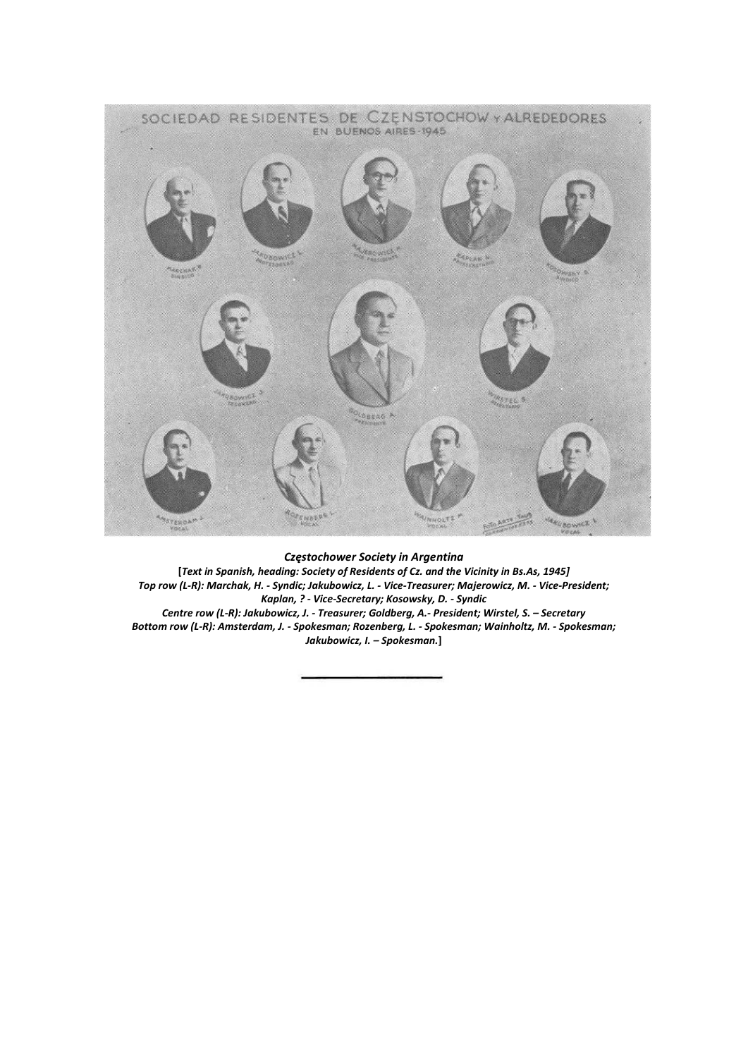SOCIEDAD RESIDENTES DE CZĘNSTOCHOW Y ALREDEDORES
EN BUENOS AIRES - 1945

MARCHAK H. SINDICO

JAKUBOWICZ L. PROTESORERO

MAJEROWICZ M. VICE PRESIDENTE

KAPLAN N. PROSECRETARIO

KOSOWSKY D. SINDICO

JAKUBOWICZ J. TESORERO

GOLDBERG A. PRESIDENTE

WIRSTEL S. SECRETARIO

AMSTERDAM J. VOCAL

ROZENBERG L. VOCAL

WAINHOLTZ M. VOCAL

JAKUBOWICZ I. VOCAL

*Częstochower Society in Argentina*

**[*Text in Spanish, heading: Society of Residents of Cz. and the Vicinity in Bs.As, 1945]***

***Top row (L-R): Marchak, H. - Syndic; Jakubowicz, L. - Vice-Treasurer; Majerowicz, M. - Vice-President; Kaplan, ? - Vice-Secretary; Kosowsky, D. - Syndic***

***Centre row (L-R): Jakubowicz, J. - Treasurer; Goldberg, A.- President; Wirstel, S. – Secretary***

***Bottom row (L-R): Amsterdam, J. - Spokesman; Rozenberg, L. - Spokesman; Wainholtz, M. - Spokesman; Jakubowicz, I. – Spokesman.*]**

---